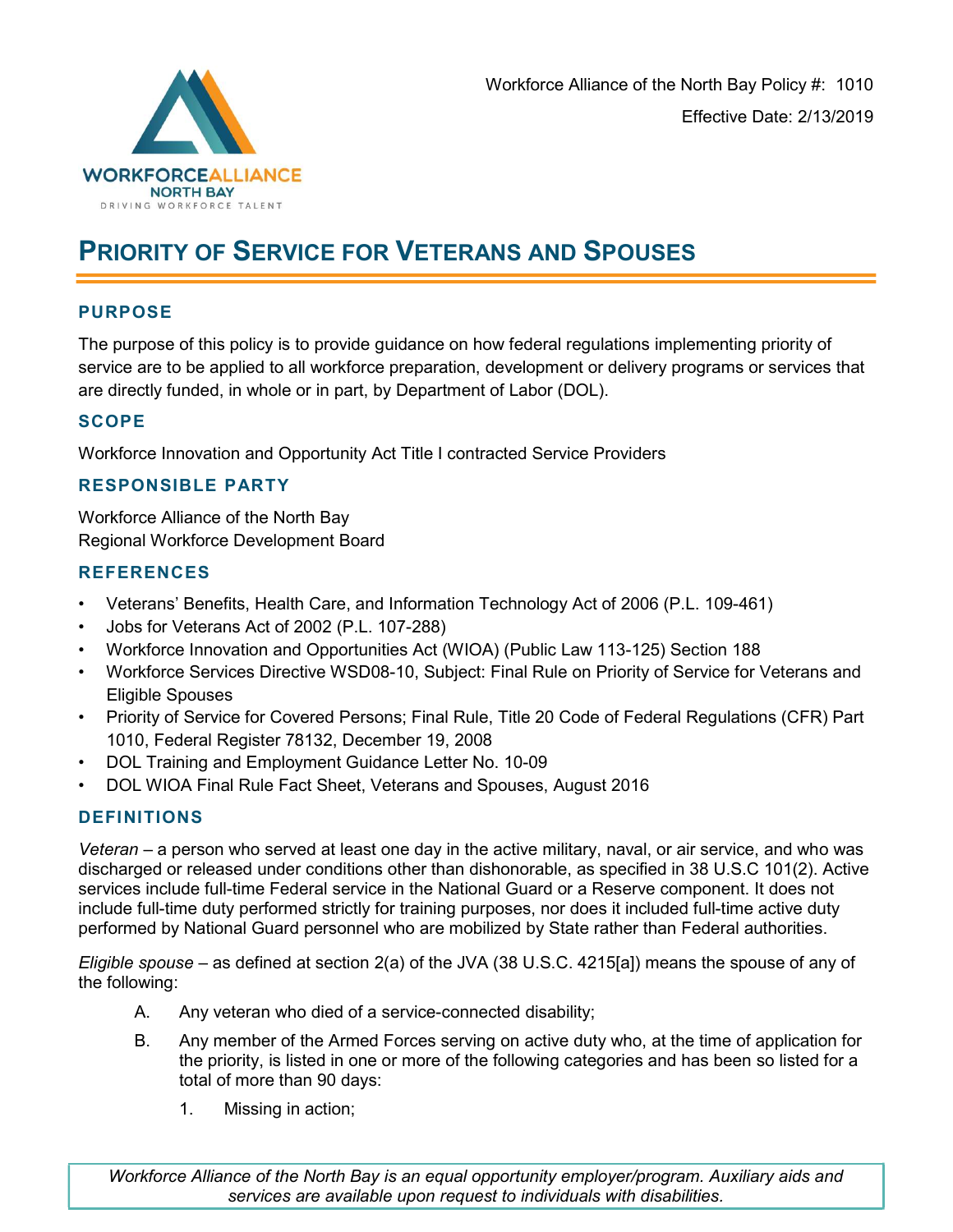Workforce Alliance of the North Bay Policy #: 1010

Effective Date: 2/13/2019

# PRIORITY OF SERVICE FOR VETERANS AND SPOUSES

## PURPOSE

The purpose of this policy is to provide guidance on how federal regulations implementing priority of service are to be applied to all workforce preparation, development or delivery programs or services that are directly funded, in whole or in part, by Department of Labor (DOL).

## SCOPE

Workforce Innovation and Opportunity Act Title I contracted Service Providers

## RESPONSIBLE PARTY

Workforce Alliance of the North Bay
Regional Workforce Development Board

## REFERENCES

- Veterans' Benefits, Health Care, and Information Technology Act of 2006 (P.L. 109-461)
- Jobs for Veterans Act of 2002 (P.L. 107-288)
- Workforce Innovation and Opportunities Act (WIOA) (Public Law 113-125) Section 188
- Workforce Services Directive WSD08-10, Subject: Final Rule on Priority of Service for Veterans and Eligible Spouses
- Priority of Service for Covered Persons; Final Rule, Title 20 Code of Federal Regulations (CFR) Part 1010, Federal Register 78132, December 19, 2008
- DOL Training and Employment Guidance Letter No. 10-09
- DOL WIOA Final Rule Fact Sheet, Veterans and Spouses, August 2016

## DEFINITIONS

*Veteran* – a person who served at least one day in the active military, naval, or air service, and who was discharged or released under conditions other than dishonorable, as specified in 38 U.S.C 101(2). Active services include full-time Federal service in the National Guard or a Reserve component. It does not include full-time duty performed strictly for training purposes, nor does it included full-time active duty performed by National Guard personnel who are mobilized by State rather than Federal authorities.

*Eligible spouse* – as defined at section 2(a) of the JVA (38 U.S.C. 4215[a]) means the spouse of any of the following:

A. Any veteran who died of a service-connected disability;

B. Any member of the Armed Forces serving on active duty who, at the time of application for the priority, is listed in one or more of the following categories and has been so listed for a total of more than 90 days:

   1. Missing in action;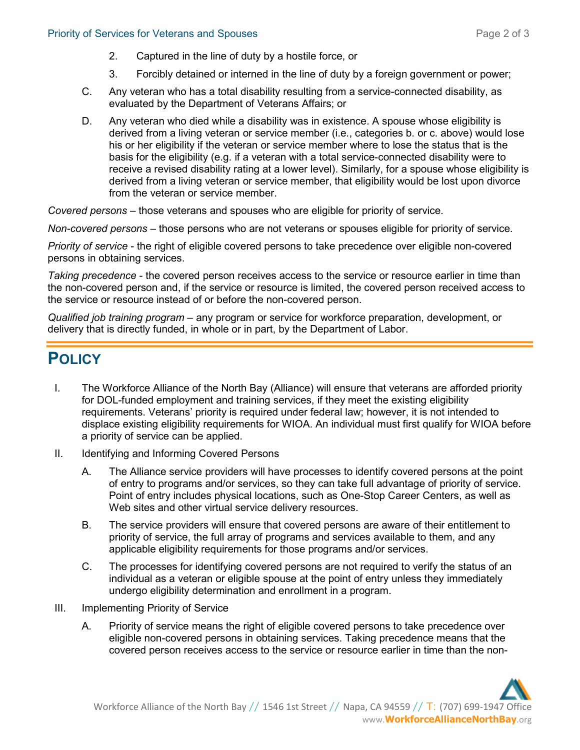2. Captured in the line of duty by a hostile force, or

3. Forcibly detained or interned in the line of duty by a foreign government or power;

C. Any veteran who has a total disability resulting from a service-connected disability, as evaluated by the Department of Veterans Affairs; or

D. Any veteran who died while a disability was in existence. A spouse whose eligibility is derived from a living veteran or service member (i.e., categories b. or c. above) would lose his or her eligibility if the veteran or service member where to lose the status that is the basis for the eligibility (e.g. if a veteran with a total service-connected disability were to receive a revised disability rating at a lower level). Similarly, for a spouse whose eligibility is derived from a living veteran or service member, that eligibility would be lost upon divorce from the veteran or service member.

*Covered persons* – those veterans and spouses who are eligible for priority of service.

*Non-covered persons* – those persons who are not veterans or spouses eligible for priority of service.

*Priority of service* - the right of eligible covered persons to take precedence over eligible non-covered persons in obtaining services.

*Taking precedence* - the covered person receives access to the service or resource earlier in time than the non-covered person and, if the service or resource is limited, the covered person received access to the service or resource instead of or before the non-covered person.

*Qualified job training program* – any program or service for workforce preparation, development, or delivery that is directly funded, in whole or in part, by the Department of Labor.

# POLICY

I. The Workforce Alliance of the North Bay (Alliance) will ensure that veterans are afforded priority for DOL-funded employment and training services, if they meet the existing eligibility requirements. Veterans' priority is required under federal law; however, it is not intended to displace existing eligibility requirements for WIOA. An individual must first qualify for WIOA before a priority of service can be applied.

II. Identifying and Informing Covered Persons

A. The Alliance service providers will have processes to identify covered persons at the point of entry to programs and/or services, so they can take full advantage of priority of service. Point of entry includes physical locations, such as One-Stop Career Centers, as well as Web sites and other virtual service delivery resources.

B. The service providers will ensure that covered persons are aware of their entitlement to priority of service, the full array of programs and services available to them, and any applicable eligibility requirements for those programs and/or services.

C. The processes for identifying covered persons are not required to verify the status of an individual as a veteran or eligible spouse at the point of entry unless they immediately undergo eligibility determination and enrollment in a program.

III. Implementing Priority of Service

A. Priority of service means the right of eligible covered persons to take precedence over eligible non-covered persons in obtaining services. Taking precedence means that the covered person receives access to the service or resource earlier in time than the non-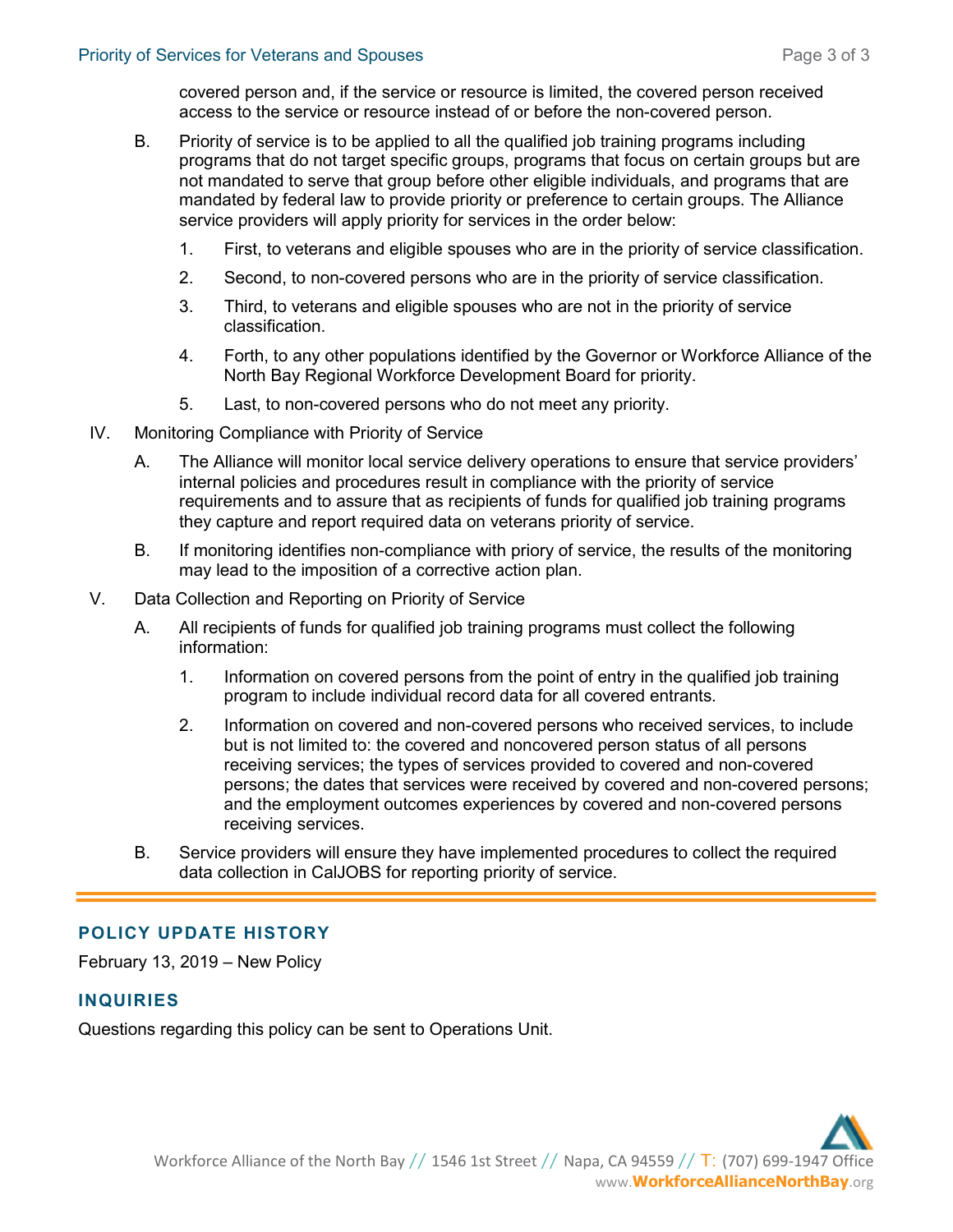covered person and, if the service or resource is limited, the covered person received access to the service or resource instead of or before the non-covered person.

B. Priority of service is to be applied to all the qualified job training programs including programs that do not target specific groups, programs that focus on certain groups but are not mandated to serve that group before other eligible individuals, and programs that are mandated by federal law to provide priority or preference to certain groups. The Alliance service providers will apply priority for services in the order below:

1. First, to veterans and eligible spouses who are in the priority of service classification.
2. Second, to non-covered persons who are in the priority of service classification.
3. Third, to veterans and eligible spouses who are not in the priority of service classification.
4. Forth, to any other populations identified by the Governor or Workforce Alliance of the North Bay Regional Workforce Development Board for priority.
5. Last, to non-covered persons who do not meet any priority.

IV. Monitoring Compliance with Priority of Service

A. The Alliance will monitor local service delivery operations to ensure that service providers' internal policies and procedures result in compliance with the priority of service requirements and to assure that as recipients of funds for qualified job training programs they capture and report required data on veterans priority of service.

B. If monitoring identifies non-compliance with priory of service, the results of the monitoring may lead to the imposition of a corrective action plan.

V. Data Collection and Reporting on Priority of Service

A. All recipients of funds for qualified job training programs must collect the following information:

1. Information on covered persons from the point of entry in the qualified job training program to include individual record data for all covered entrants.
2. Information on covered and non-covered persons who received services, to include but is not limited to: the covered and noncovered person status of all persons receiving services; the types of services provided to covered and non-covered persons; the dates that services were received by covered and non-covered persons; and the employment outcomes experiences by covered and non-covered persons receiving services.

B. Service providers will ensure they have implemented procedures to collect the required data collection in CalJOBS for reporting priority of service.

## POLICY UPDATE HISTORY

February 13, 2019 – New Policy

## INQUIRIES

Questions regarding this policy can be sent to Operations Unit.